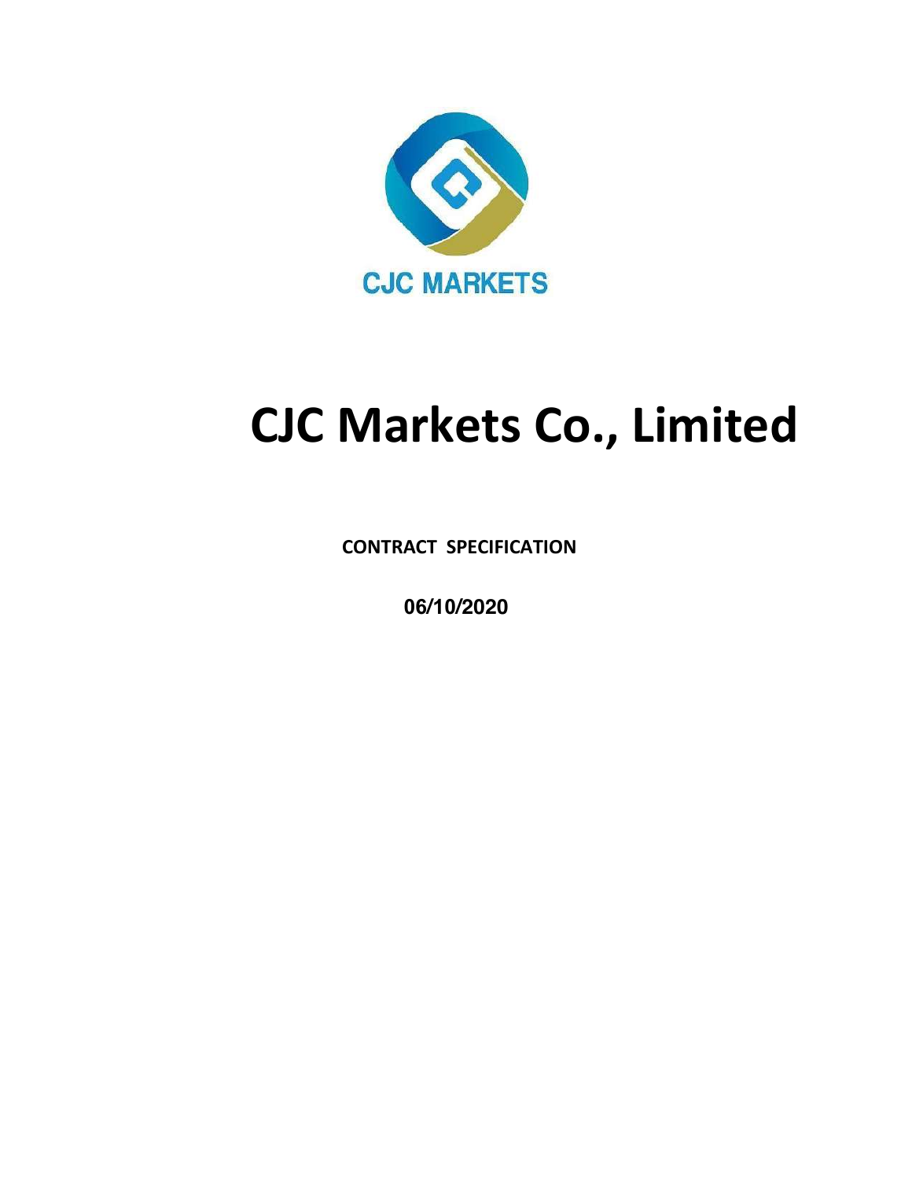CJC MARKETS

# CJC Markets Co., Limited

**CONTRACT SPECIFICATION**

**06/10/2020**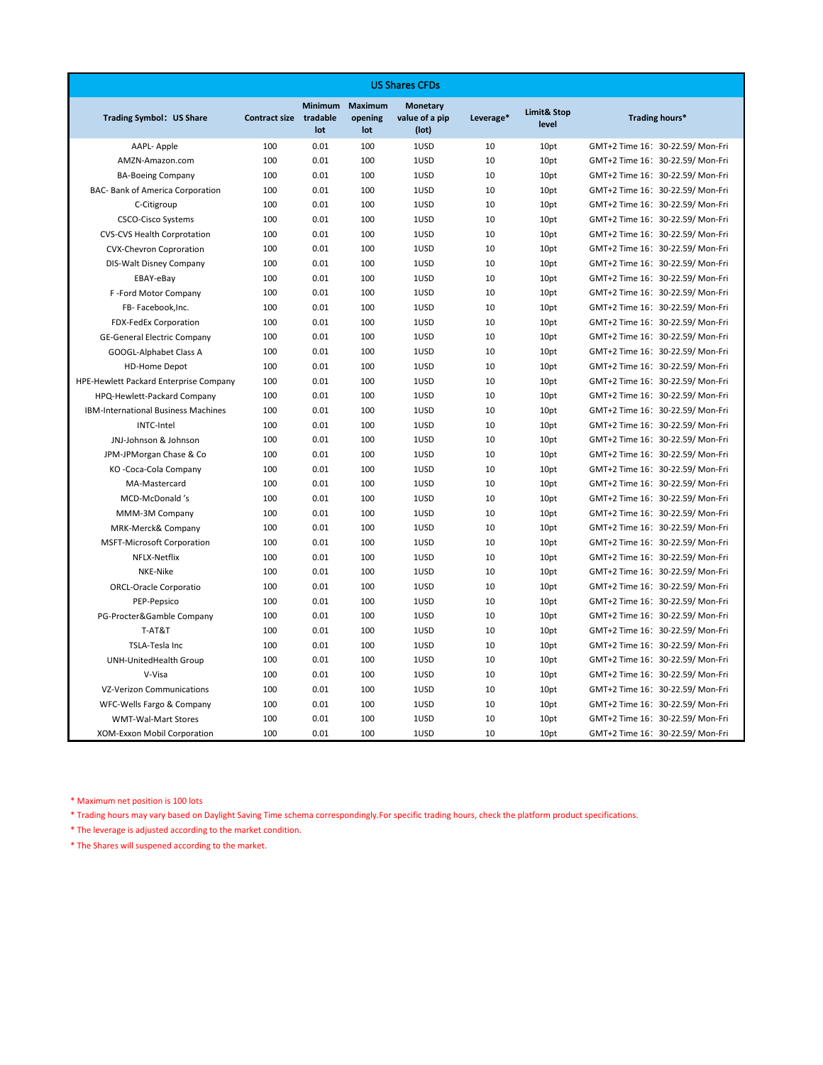| US Shares CFDs | | | | | | | |
|---|---|---|---|---|---|---|---|
| Trading Symbol：US Share | Contract size | Minimum tradable lot | Maximum opening lot | Monetary value of a pip (lot) | Leverage* | Limit& Stop level | Trading hours* |
| AAPL- Apple | 100 | 0.01 | 100 | 1USD | 10 | 10pt | GMT+2 Time 16：30-22.59/ Mon-Fri |
| AMZN-Amazon.com | 100 | 0.01 | 100 | 1USD | 10 | 10pt | GMT+2 Time 16：30-22.59/ Mon-Fri |
| BA-Boeing Company | 100 | 0.01 | 100 | 1USD | 10 | 10pt | GMT+2 Time 16：30-22.59/ Mon-Fri |
| BAC- Bank of America Corporation | 100 | 0.01 | 100 | 1USD | 10 | 10pt | GMT+2 Time 16：30-22.59/ Mon-Fri |
| C-Citigroup | 100 | 0.01 | 100 | 1USD | 10 | 10pt | GMT+2 Time 16：30-22.59/ Mon-Fri |
| CSCO-Cisco Systems | 100 | 0.01 | 100 | 1USD | 10 | 10pt | GMT+2 Time 16：30-22.59/ Mon-Fri |
| CVS-CVS Health Corprotation | 100 | 0.01 | 100 | 1USD | 10 | 10pt | GMT+2 Time 16：30-22.59/ Mon-Fri |
| CVX-Chevron Coproration | 100 | 0.01 | 100 | 1USD | 10 | 10pt | GMT+2 Time 16：30-22.59/ Mon-Fri |
| DIS-Walt Disney Company | 100 | 0.01 | 100 | 1USD | 10 | 10pt | GMT+2 Time 16：30-22.59/ Mon-Fri |
| EBAY-eBay | 100 | 0.01 | 100 | 1USD | 10 | 10pt | GMT+2 Time 16：30-22.59/ Mon-Fri |
| F -Ford Motor Company | 100 | 0.01 | 100 | 1USD | 10 | 10pt | GMT+2 Time 16：30-22.59/ Mon-Fri |
| FB- Facebook,Inc. | 100 | 0.01 | 100 | 1USD | 10 | 10pt | GMT+2 Time 16：30-22.59/ Mon-Fri |
| FDX-FedEx Corporation | 100 | 0.01 | 100 | 1USD | 10 | 10pt | GMT+2 Time 16：30-22.59/ Mon-Fri |
| GE-General Electric Company | 100 | 0.01 | 100 | 1USD | 10 | 10pt | GMT+2 Time 16：30-22.59/ Mon-Fri |
| GOOGL-Alphabet Class A | 100 | 0.01 | 100 | 1USD | 10 | 10pt | GMT+2 Time 16：30-22.59/ Mon-Fri |
| HD-Home Depot | 100 | 0.01 | 100 | 1USD | 10 | 10pt | GMT+2 Time 16：30-22.59/ Mon-Fri |
| HPE-Hewlett Packard Enterprise Company | 100 | 0.01 | 100 | 1USD | 10 | 10pt | GMT+2 Time 16：30-22.59/ Mon-Fri |
| HPQ-Hewlett-Packard Company | 100 | 0.01 | 100 | 1USD | 10 | 10pt | GMT+2 Time 16：30-22.59/ Mon-Fri |
| IBM-International Business Machines | 100 | 0.01 | 100 | 1USD | 10 | 10pt | GMT+2 Time 16：30-22.59/ Mon-Fri |
| INTC-Intel | 100 | 0.01 | 100 | 1USD | 10 | 10pt | GMT+2 Time 16：30-22.59/ Mon-Fri |
| JNJ-Johnson & Johnson | 100 | 0.01 | 100 | 1USD | 10 | 10pt | GMT+2 Time 16：30-22.59/ Mon-Fri |
| JPM-JPMorgan Chase & Co | 100 | 0.01 | 100 | 1USD | 10 | 10pt | GMT+2 Time 16：30-22.59/ Mon-Fri |
| KO -Coca-Cola Company | 100 | 0.01 | 100 | 1USD | 10 | 10pt | GMT+2 Time 16：30-22.59/ Mon-Fri |
| MA-Mastercard | 100 | 0.01 | 100 | 1USD | 10 | 10pt | GMT+2 Time 16：30-22.59/ Mon-Fri |
| MCD-McDonald 's | 100 | 0.01 | 100 | 1USD | 10 | 10pt | GMT+2 Time 16：30-22.59/ Mon-Fri |
| MMM-3M Company | 100 | 0.01 | 100 | 1USD | 10 | 10pt | GMT+2 Time 16：30-22.59/ Mon-Fri |
| MRK-Merck& Company | 100 | 0.01 | 100 | 1USD | 10 | 10pt | GMT+2 Time 16：30-22.59/ Mon-Fri |
| MSFT-Microsoft Corporation | 100 | 0.01 | 100 | 1USD | 10 | 10pt | GMT+2 Time 16：30-22.59/ Mon-Fri |
| NFLX-Netflix | 100 | 0.01 | 100 | 1USD | 10 | 10pt | GMT+2 Time 16：30-22.59/ Mon-Fri |
| NKE-Nike | 100 | 0.01 | 100 | 1USD | 10 | 10pt | GMT+2 Time 16：30-22.59/ Mon-Fri |
| ORCL-Oracle Corporatio | 100 | 0.01 | 100 | 1USD | 10 | 10pt | GMT+2 Time 16：30-22.59/ Mon-Fri |
| PEP-Pepsico | 100 | 0.01 | 100 | 1USD | 10 | 10pt | GMT+2 Time 16：30-22.59/ Mon-Fri |
| PG-Procter&Gamble Company | 100 | 0.01 | 100 | 1USD | 10 | 10pt | GMT+2 Time 16：30-22.59/ Mon-Fri |
| T-AT&T | 100 | 0.01 | 100 | 1USD | 10 | 10pt | GMT+2 Time 16：30-22.59/ Mon-Fri |
| TSLA-Tesla Inc | 100 | 0.01 | 100 | 1USD | 10 | 10pt | GMT+2 Time 16：30-22.59/ Mon-Fri |
| UNH-UnitedHealth Group | 100 | 0.01 | 100 | 1USD | 10 | 10pt | GMT+2 Time 16：30-22.59/ Mon-Fri |
| V-Visa | 100 | 0.01 | 100 | 1USD | 10 | 10pt | GMT+2 Time 16：30-22.59/ Mon-Fri |
| VZ-Verizon Communications | 100 | 0.01 | 100 | 1USD | 10 | 10pt | GMT+2 Time 16：30-22.59/ Mon-Fri |
| WFC-Wells Fargo & Company | 100 | 0.01 | 100 | 1USD | 10 | 10pt | GMT+2 Time 16：30-22.59/ Mon-Fri |
| WMT-Wal-Mart Stores | 100 | 0.01 | 100 | 1USD | 10 | 10pt | GMT+2 Time 16：30-22.59/ Mon-Fri |
| XOM-Exxon Mobil Corporation | 100 | 0.01 | 100 | 1USD | 10 | 10pt | GMT+2 Time 16：30-22.59/ Mon-Fri |

* Maximum net position is 100 lots
* Trading hours may vary based on Daylight Saving Time schema correspondingly.For specific trading hours, check the platform product specifications.
* The leverage is adjusted according to the market condition.
* The Shares will suspened according to the market.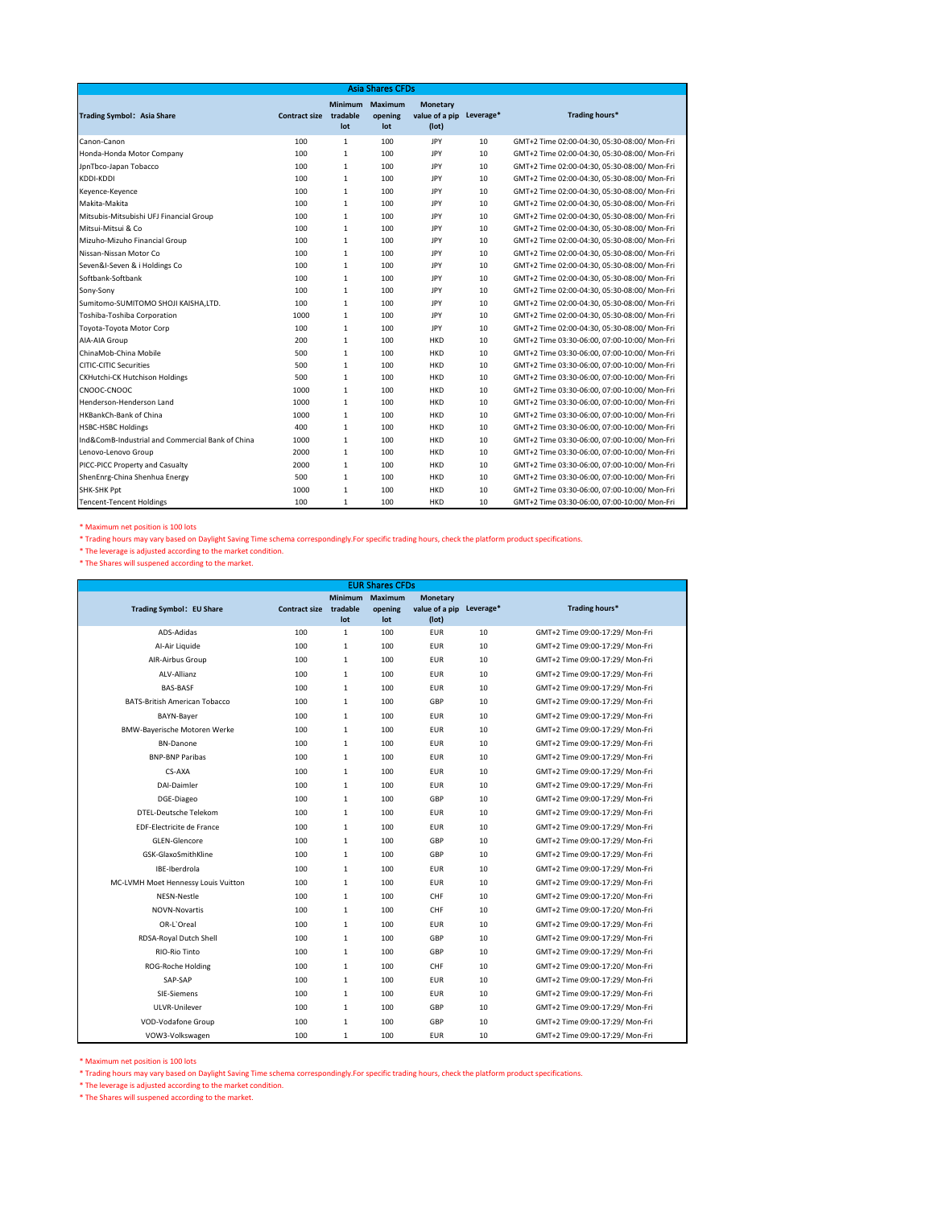## Asia Shares CFDs

| Trading Symbol：Asia Share | Contract size | Minimum tradable lot | Maximum opening lot | Monetary value of a pip (lot) | Leverage* | Trading hours* |
|---|---|---|---|---|---|---|
| Canon-Canon | 100 | 1 | 100 | JPY | 10 | GMT+2 Time 02:00-04:30, 05:30-08:00/ Mon-Fri |
| Honda-Honda Motor Company | 100 | 1 | 100 | JPY | 10 | GMT+2 Time 02:00-04:30, 05:30-08:00/ Mon-Fri |
| JpnTbco-Japan Tobacco | 100 | 1 | 100 | JPY | 10 | GMT+2 Time 02:00-04:30, 05:30-08:00/ Mon-Fri |
| KDDI-KDDI | 100 | 1 | 100 | JPY | 10 | GMT+2 Time 02:00-04:30, 05:30-08:00/ Mon-Fri |
| Keyence-Keyence | 100 | 1 | 100 | JPY | 10 | GMT+2 Time 02:00-04:30, 05:30-08:00/ Mon-Fri |
| Makita-Makita | 100 | 1 | 100 | JPY | 10 | GMT+2 Time 02:00-04:30, 05:30-08:00/ Mon-Fri |
| Mitsubis-Mitsubishi UFJ Financial Group | 100 | 1 | 100 | JPY | 10 | GMT+2 Time 02:00-04:30, 05:30-08:00/ Mon-Fri |
| Mitsui-Mitsui & Co | 100 | 1 | 100 | JPY | 10 | GMT+2 Time 02:00-04:30, 05:30-08:00/ Mon-Fri |
| Mizuho-Mizuho Financial Group | 100 | 1 | 100 | JPY | 10 | GMT+2 Time 02:00-04:30, 05:30-08:00/ Mon-Fri |
| Nissan-Nissan Motor Co | 100 | 1 | 100 | JPY | 10 | GMT+2 Time 02:00-04:30, 05:30-08:00/ Mon-Fri |
| Seven&I-Seven & i Holdings Co | 100 | 1 | 100 | JPY | 10 | GMT+2 Time 02:00-04:30, 05:30-08:00/ Mon-Fri |
| Softbank-Softbank | 100 | 1 | 100 | JPY | 10 | GMT+2 Time 02:00-04:30, 05:30-08:00/ Mon-Fri |
| Sony-Sony | 100 | 1 | 100 | JPY | 10 | GMT+2 Time 02:00-04:30, 05:30-08:00/ Mon-Fri |
| Sumitomo-SUMITOMO SHOJI KAISHA,LTD. | 100 | 1 | 100 | JPY | 10 | GMT+2 Time 02:00-04:30, 05:30-08:00/ Mon-Fri |
| Toshiba-Toshiba Corporation | 1000 | 1 | 100 | JPY | 10 | GMT+2 Time 02:00-04:30, 05:30-08:00/ Mon-Fri |
| Toyota-Toyota Motor Corp | 100 | 1 | 100 | JPY | 10 | GMT+2 Time 02:00-04:30, 05:30-08:00/ Mon-Fri |
| AIA-AIA Group | 200 | 1 | 100 | HKD | 10 | GMT+2 Time 03:30-06:00, 07:00-10:00/ Mon-Fri |
| ChinaMob-China Mobile | 500 | 1 | 100 | HKD | 10 | GMT+2 Time 03:30-06:00, 07:00-10:00/ Mon-Fri |
| CITIC-CITIC Securities | 500 | 1 | 100 | HKD | 10 | GMT+2 Time 03:30-06:00, 07:00-10:00/ Mon-Fri |
| CKHutchi-CK Hutchison Holdings | 500 | 1 | 100 | HKD | 10 | GMT+2 Time 03:30-06:00, 07:00-10:00/ Mon-Fri |
| CNOOC-CNOOC | 1000 | 1 | 100 | HKD | 10 | GMT+2 Time 03:30-06:00, 07:00-10:00/ Mon-Fri |
| Henderson-Henderson Land | 1000 | 1 | 100 | HKD | 10 | GMT+2 Time 03:30-06:00, 07:00-10:00/ Mon-Fri |
| HKBankCh-Bank of China | 1000 | 1 | 100 | HKD | 10 | GMT+2 Time 03:30-06:00, 07:00-10:00/ Mon-Fri |
| HSBC-HSBC Holdings | 400 | 1 | 100 | HKD | 10 | GMT+2 Time 03:30-06:00, 07:00-10:00/ Mon-Fri |
| Ind&ComB-Industrial and Commercial Bank of China | 1000 | 1 | 100 | HKD | 10 | GMT+2 Time 03:30-06:00, 07:00-10:00/ Mon-Fri |
| Lenovo-Lenovo Group | 2000 | 1 | 100 | HKD | 10 | GMT+2 Time 03:30-06:00, 07:00-10:00/ Mon-Fri |
| PICC-PICC Property and Casualty | 2000 | 1 | 100 | HKD | 10 | GMT+2 Time 03:30-06:00, 07:00-10:00/ Mon-Fri |
| ShenEnrg-China Shenhua Energy | 500 | 1 | 100 | HKD | 10 | GMT+2 Time 03:30-06:00, 07:00-10:00/ Mon-Fri |
| SHK-SHK Ppt | 1000 | 1 | 100 | HKD | 10 | GMT+2 Time 03:30-06:00, 07:00-10:00/ Mon-Fri |
| Tencent-Tencent Holdings | 100 | 1 | 100 | HKD | 10 | GMT+2 Time 03:30-06:00, 07:00-10:00/ Mon-Fri |

* Maximum net position is 100 lots
* Trading hours may vary based on Daylight Saving Time schema correspondingly.For specific trading hours, check the platform product specifications.
* The leverage is adjusted according to the market condition.
* The Shares will suspened according to the market.

## EUR Shares CFDs

| Trading Symbol：EU Share | Contract size | Minimum tradable lot | Maximum opening lot | Monetary value of a pip (lot) | Leverage* | Trading hours* |
|---|---|---|---|---|---|---|
| ADS-Adidas | 100 | 1 | 100 | EUR | 10 | GMT+2 Time 09:00-17:29/ Mon-Fri |
| AI-Air Liquide | 100 | 1 | 100 | EUR | 10 | GMT+2 Time 09:00-17:29/ Mon-Fri |
| AIR-Airbus Group | 100 | 1 | 100 | EUR | 10 | GMT+2 Time 09:00-17:29/ Mon-Fri |
| ALV-Allianz | 100 | 1 | 100 | EUR | 10 | GMT+2 Time 09:00-17:29/ Mon-Fri |
| BAS-BASF | 100 | 1 | 100 | EUR | 10 | GMT+2 Time 09:00-17:29/ Mon-Fri |
| BATS-British American Tobacco | 100 | 1 | 100 | GBP | 10 | GMT+2 Time 09:00-17:29/ Mon-Fri |
| BAYN-Bayer | 100 | 1 | 100 | EUR | 10 | GMT+2 Time 09:00-17:29/ Mon-Fri |
| BMW-Bayerische Motoren Werke | 100 | 1 | 100 | EUR | 10 | GMT+2 Time 09:00-17:29/ Mon-Fri |
| BN-Danone | 100 | 1 | 100 | EUR | 10 | GMT+2 Time 09:00-17:29/ Mon-Fri |
| BNP-BNP Paribas | 100 | 1 | 100 | EUR | 10 | GMT+2 Time 09:00-17:29/ Mon-Fri |
| CS-AXA | 100 | 1 | 100 | EUR | 10 | GMT+2 Time 09:00-17:29/ Mon-Fri |
| DAI-Daimler | 100 | 1 | 100 | EUR | 10 | GMT+2 Time 09:00-17:29/ Mon-Fri |
| DGE-Diageo | 100 | 1 | 100 | GBP | 10 | GMT+2 Time 09:00-17:29/ Mon-Fri |
| DTEL-Deutsche Telekom | 100 | 1 | 100 | EUR | 10 | GMT+2 Time 09:00-17:29/ Mon-Fri |
| EDF-Electricite de France | 100 | 1 | 100 | EUR | 10 | GMT+2 Time 09:00-17:29/ Mon-Fri |
| GLEN-Glencore | 100 | 1 | 100 | GBP | 10 | GMT+2 Time 09:00-17:29/ Mon-Fri |
| GSK-GlaxoSmithKline | 100 | 1 | 100 | GBP | 10 | GMT+2 Time 09:00-17:29/ Mon-Fri |
| IBE-Iberdrola | 100 | 1 | 100 | EUR | 10 | GMT+2 Time 09:00-17:29/ Mon-Fri |
| MC-LVMH Moet Hennessy Louis Vuitton | 100 | 1 | 100 | EUR | 10 | GMT+2 Time 09:00-17:29/ Mon-Fri |
| NESN-Nestle | 100 | 1 | 100 | CHF | 10 | GMT+2 Time 09:00-17:20/ Mon-Fri |
| NOVN-Novartis | 100 | 1 | 100 | CHF | 10 | GMT+2 Time 09:00-17:20/ Mon-Fri |
| OR-L`Oreal | 100 | 1 | 100 | EUR | 10 | GMT+2 Time 09:00-17:29/ Mon-Fri |
| RDSA-Royal Dutch Shell | 100 | 1 | 100 | GBP | 10 | GMT+2 Time 09:00-17:29/ Mon-Fri |
| RIO-Rio Tinto | 100 | 1 | 100 | GBP | 10 | GMT+2 Time 09:00-17:29/ Mon-Fri |
| ROG-Roche Holding | 100 | 1 | 100 | CHF | 10 | GMT+2 Time 09:00-17:20/ Mon-Fri |
| SAP-SAP | 100 | 1 | 100 | EUR | 10 | GMT+2 Time 09:00-17:29/ Mon-Fri |
| SIE-Siemens | 100 | 1 | 100 | EUR | 10 | GMT+2 Time 09:00-17:29/ Mon-Fri |
| ULVR-Unilever | 100 | 1 | 100 | GBP | 10 | GMT+2 Time 09:00-17:29/ Mon-Fri |
| VOD-Vodafone Group | 100 | 1 | 100 | GBP | 10 | GMT+2 Time 09:00-17:29/ Mon-Fri |
| VOW3-Volkswagen | 100 | 1 | 100 | EUR | 10 | GMT+2 Time 09:00-17:29/ Mon-Fri |

* Maximum net position is 100 lots
* Trading hours may vary based on Daylight Saving Time schema correspondingly.For specific trading hours, check the platform product specifications.
* The leverage is adjusted according to the market condition.
* The Shares will suspened according to the market.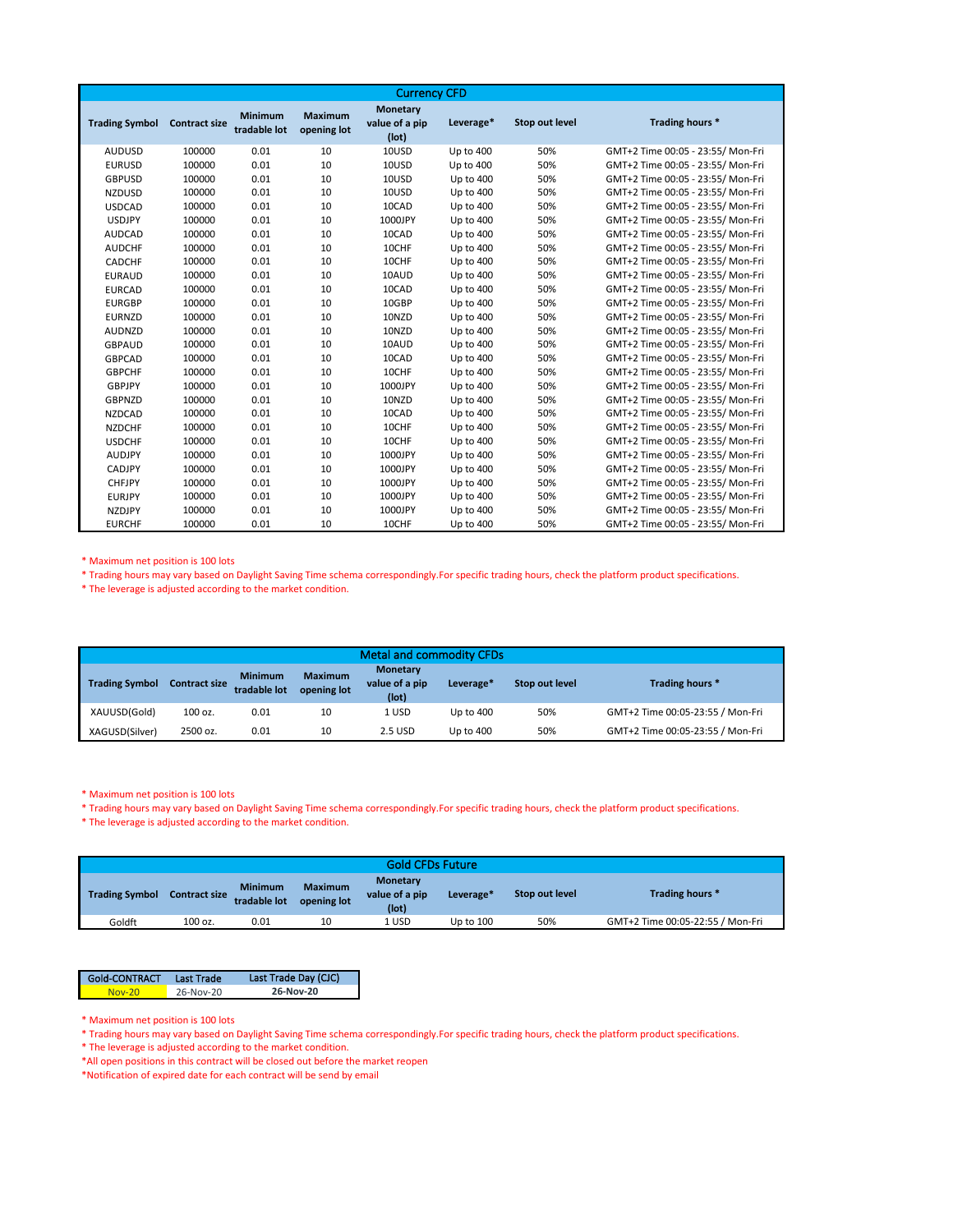## Currency CFD

| Trading Symbol | Contract size | Minimum tradable lot | Maximum opening lot | Monetary value of a pip (lot) | Leverage* | Stop out level | Trading hours * |
|---|---|---|---|---|---|---|---|
| AUDUSD | 100000 | 0.01 | 10 | 10USD | Up to 400 | 50% | GMT+2 Time 00:05 - 23:55/ Mon-Fri |
| EURUSD | 100000 | 0.01 | 10 | 10USD | Up to 400 | 50% | GMT+2 Time 00:05 - 23:55/ Mon-Fri |
| GBPUSD | 100000 | 0.01 | 10 | 10USD | Up to 400 | 50% | GMT+2 Time 00:05 - 23:55/ Mon-Fri |
| NZDUSD | 100000 | 0.01 | 10 | 10USD | Up to 400 | 50% | GMT+2 Time 00:05 - 23:55/ Mon-Fri |
| USDCAD | 100000 | 0.01 | 10 | 10CAD | Up to 400 | 50% | GMT+2 Time 00:05 - 23:55/ Mon-Fri |
| USDJPY | 100000 | 0.01 | 10 | 1000JPY | Up to 400 | 50% | GMT+2 Time 00:05 - 23:55/ Mon-Fri |
| AUDCAD | 100000 | 0.01 | 10 | 10CAD | Up to 400 | 50% | GMT+2 Time 00:05 - 23:55/ Mon-Fri |
| AUDCHF | 100000 | 0.01 | 10 | 10CHF | Up to 400 | 50% | GMT+2 Time 00:05 - 23:55/ Mon-Fri |
| CADCHF | 100000 | 0.01 | 10 | 10CHF | Up to 400 | 50% | GMT+2 Time 00:05 - 23:55/ Mon-Fri |
| EURAUD | 100000 | 0.01 | 10 | 10AUD | Up to 400 | 50% | GMT+2 Time 00:05 - 23:55/ Mon-Fri |
| EURCAD | 100000 | 0.01 | 10 | 10CAD | Up to 400 | 50% | GMT+2 Time 00:05 - 23:55/ Mon-Fri |
| EURGBP | 100000 | 0.01 | 10 | 10GBP | Up to 400 | 50% | GMT+2 Time 00:05 - 23:55/ Mon-Fri |
| EURNZD | 100000 | 0.01 | 10 | 10NZD | Up to 400 | 50% | GMT+2 Time 00:05 - 23:55/ Mon-Fri |
| AUDNZD | 100000 | 0.01 | 10 | 10NZD | Up to 400 | 50% | GMT+2 Time 00:05 - 23:55/ Mon-Fri |
| GBPAUD | 100000 | 0.01 | 10 | 10AUD | Up to 400 | 50% | GMT+2 Time 00:05 - 23:55/ Mon-Fri |
| GBPCAD | 100000 | 0.01 | 10 | 10CAD | Up to 400 | 50% | GMT+2 Time 00:05 - 23:55/ Mon-Fri |
| GBPCHF | 100000 | 0.01 | 10 | 10CHF | Up to 400 | 50% | GMT+2 Time 00:05 - 23:55/ Mon-Fri |
| GBPJPY | 100000 | 0.01 | 10 | 1000JPY | Up to 400 | 50% | GMT+2 Time 00:05 - 23:55/ Mon-Fri |
| GBPNZD | 100000 | 0.01 | 10 | 10NZD | Up to 400 | 50% | GMT+2 Time 00:05 - 23:55/ Mon-Fri |
| NZDCAD | 100000 | 0.01 | 10 | 10CAD | Up to 400 | 50% | GMT+2 Time 00:05 - 23:55/ Mon-Fri |
| NZDCHF | 100000 | 0.01 | 10 | 10CHF | Up to 400 | 50% | GMT+2 Time 00:05 - 23:55/ Mon-Fri |
| USDCHF | 100000 | 0.01 | 10 | 10CHF | Up to 400 | 50% | GMT+2 Time 00:05 - 23:55/ Mon-Fri |
| AUDJPY | 100000 | 0.01 | 10 | 1000JPY | Up to 400 | 50% | GMT+2 Time 00:05 - 23:55/ Mon-Fri |
| CADJPY | 100000 | 0.01 | 10 | 1000JPY | Up to 400 | 50% | GMT+2 Time 00:05 - 23:55/ Mon-Fri |
| CHFJPY | 100000 | 0.01 | 10 | 1000JPY | Up to 400 | 50% | GMT+2 Time 00:05 - 23:55/ Mon-Fri |
| EURJPY | 100000 | 0.01 | 10 | 1000JPY | Up to 400 | 50% | GMT+2 Time 00:05 - 23:55/ Mon-Fri |
| NZDJPY | 100000 | 0.01 | 10 | 1000JPY | Up to 400 | 50% | GMT+2 Time 00:05 - 23:55/ Mon-Fri |
| EURCHF | 100000 | 0.01 | 10 | 10CHF | Up to 400 | 50% | GMT+2 Time 00:05 - 23:55/ Mon-Fri |

* Maximum net position is 100 lots
* Trading hours may vary based on Daylight Saving Time schema correspondingly.For specific trading hours, check the platform product specifications.
* The leverage is adjusted according to the market condition.

## Metal and commodity CFDs

| Trading Symbol | Contract size | Minimum tradable lot | Maximum opening lot | Monetary value of a pip (lot) | Leverage* | Stop out level | Trading hours * |
|---|---|---|---|---|---|---|---|
| XAUUSD(Gold) | 100 oz. | 0.01 | 10 | 1 USD | Up to 400 | 50% | GMT+2 Time 00:05-23:55 / Mon-Fri |
| XAGUSD(Silver) | 2500 oz. | 0.01 | 10 | 2.5 USD | Up to 400 | 50% | GMT+2 Time 00:05-23:55 / Mon-Fri |

* Maximum net position is 100 lots
* Trading hours may vary based on Daylight Saving Time schema correspondingly.For specific trading hours, check the platform product specifications.
* The leverage is adjusted according to the market condition.

## Gold CFDs Future

| Trading Symbol | Contract size | Minimum tradable lot | Maximum opening lot | Monetary value of a pip (lot) | Leverage* | Stop out level | Trading hours * |
|---|---|---|---|---|---|---|---|
| Goldft | 100 oz. | 0.01 | 10 | 1 USD | Up to 100 | 50% | GMT+2 Time 00:05-22:55 / Mon-Fri |

| Gold-CONTRACT | Last Trade | Last Trade Day (CJC) |
|---|---|---|
| Nov-20 | 26-Nov-20 | **26-Nov-20** |

* Maximum net position is 100 lots
* Trading hours may vary based on Daylight Saving Time schema correspondingly.For specific trading hours, check the platform product specifications.
* The leverage is adjusted according to the market condition.
*All open positions in this contract will be closed out before the market reopen
*Notification of expired date for each contract will be send by email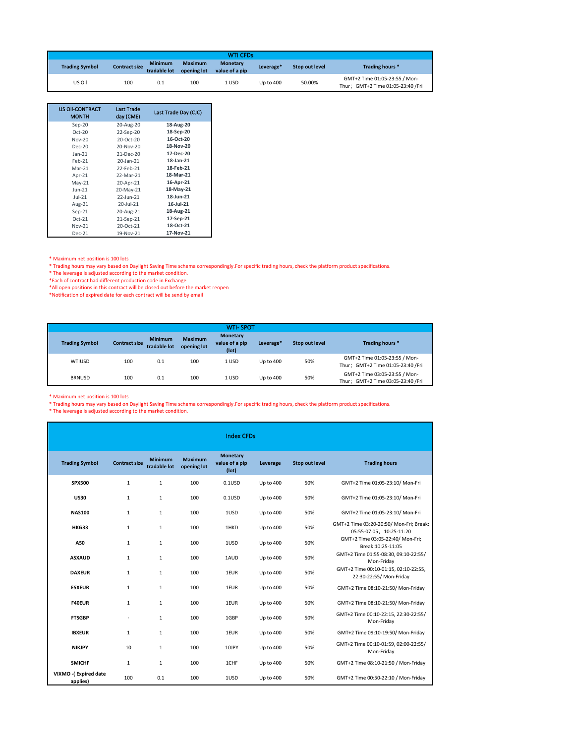| WTI CFDs | | | | | | | |
|---|---|---|---|---|---|---|---|
| **Trading Symbol** | **Contract size** | **Minimum tradable lot** | **Maximum opening lot** | **Monetary value of a pip** | **Leverage*** | **Stop out level** | **Trading hours *** |
| US Oil | 100 | 0.1 | 100 | 1 USD | Up to 400 | 50.00% | GMT+2 Time 01:05-23:55 / Mon-Thur； GMT+2 Time 01:05-23:40 /Fri |

| US Oil-CONTRACT MONTH | Last Trade day (CME) | Last Trade Day (CJC) |
|---|---|---|
| Sep-20 | 20-Aug-20 | **18-Aug-20** |
| Oct-20 | 22-Sep-20 | **18-Sep-20** |
| Nov-20 | 20-Oct-20 | **16-Oct-20** |
| Dec-20 | 20-Nov-20 | **18-Nov-20** |
| Jan-21 | 21-Dec-20 | **17-Dec-20** |
| Feb-21 | 20-Jan-21 | **18-Jan-21** |
| Mar-21 | 22-Feb-21 | **18-Feb-21** |
| Apr-21 | 22-Mar-21 | **18-Mar-21** |
| May-21 | 20-Apr-21 | **16-Apr-21** |
| Jun-21 | 20-May-21 | **18-May-21** |
| Jul-21 | 22-Jun-21 | **18-Jun-21** |
| Aug-21 | 20-Jul-21 | **16-Jul-21** |
| Sep-21 | 20-Aug-21 | **18-Aug-21** |
| Oct-21 | 21-Sep-21 | **17-Sep-21** |
| Nov-21 | 20-Oct-21 | **18-Oct-21** |
| Dec-21 | 19-Nov-21 | **17-Nov-21** |

* Maximum net position is 100 lots
* Trading hours may vary based on Daylight Saving Time schema correspondingly.For specific trading hours, check the platform product specifications.
* The leverage is adjusted according to the market condition.
*Each of contract had different production code in Exchange
*All open positions in this contract will be closed out before the market reopen
*Notification of expired date for each contract will be send by email

| WTI- SPOT | | | | | | | |
|---|---|---|---|---|---|---|---|
| **Trading Symbol** | **Contract size** | **Minimum tradable lot** | **Maximum opening lot** | **Monetary value of a pip (lot)** | **Leverage*** | **Stop out level** | **Trading hours *** |
| WTIUSD | 100 | 0.1 | 100 | 1 USD | Up to 400 | 50% | GMT+2 Time 01:05-23:55 / Mon-Thur； GMT+2 Time 01:05-23:40 /Fri |
| BRNUSD | 100 | 0.1 | 100 | 1 USD | Up to 400 | 50% | GMT+2 Time 03:05-23:55 / Mon-Thur； GMT+2 Time 03:05-23:40 /Fri |

* Maximum net position is 100 lots
* Trading hours may vary based on Daylight Saving Time schema correspondingly.For specific trading hours, check the platform product specifications.
* The leverage is adjusted according to the market condition.

| Index CFDs | | | | | | | |
|---|---|---|---|---|---|---|---|
| **Trading Symbol** | **Contract size** | **Minimum tradable lot** | **Maximum opening lot** | **Monetary value of a pip (lot)** | **Leverage** | **Stop out level** | **Trading hours** |
| **SPX500** | 1 | 1 | 100 | 0.1USD | Up to 400 | 50% | GMT+2 Time 01:05-23:10/ Mon-Fri |
| **US30** | 1 | 1 | 100 | 0.1USD | Up to 400 | 50% | GMT+2 Time 01:05-23:10/ Mon-Fri |
| **NAS100** | 1 | 1 | 100 | 1USD | Up to 400 | 50% | GMT+2 Time 01:05-23:10/ Mon-Fri |
| **HKG33** | 1 | 1 | 100 | 1HKD | Up to 400 | 50% | GMT+2 Time 03:20-20:50/ Mon-Fri; Break: 05:55-07:05，10:25-11:20 |
| **A50** | 1 | 1 | 100 | 1USD | Up to 400 | 50% | GMT+2 Time 03:05-22:40/ Mon-Fri; Break:10:25-11:05 |
| **ASXAUD** | 1 | 1 | 100 | 1AUD | Up to 400 | 50% | GMT+2 Time 01:55-08:30, 09:10-22:55/ Mon-Friday |
| **DAXEUR** | 1 | 1 | 100 | 1EUR | Up to 400 | 50% | GMT+2 Time 00:10-01:15, 02:10-22:55, 22:30-22:55/ Mon-Friday |
| **ESXEUR** | 1 | 1 | 100 | 1EUR | Up to 400 | 50% | GMT+2 Time 08:10-21:50/ Mon-Friday |
| **F40EUR** | 1 | 1 | 100 | 1EUR | Up to 400 | 50% | GMT+2 Time 08:10-21:50/ Mon-Friday |
| **FTSGBP** | - | 1 | 100 | 1GBP | Up to 400 | 50% | GMT+2 Time 00:10-22:15, 22:30-22:55/ Mon-Friday |
| **IBXEUR** | 1 | 1 | 100 | 1EUR | Up to 400 | 50% | GMT+2 Time 09:10-19:50/ Mon-Friday |
| **NIKJPY** | 10 | 1 | 100 | 10JPY | Up to 400 | 50% | GMT+2 Time 00:10-01:59, 02:00-22:55/ Mon-Friday |
| **SMICHF** | 1 | 1 | 100 | 1CHF | Up to 400 | 50% | GMT+2 Time 08:10-21:50 / Mon-Friday |
| **VIXMO -( Expired date applies)** | 100 | 0.1 | 100 | 1USD | Up to 400 | 50% | GMT+2 Time 00:50-22:10 / Mon-Friday |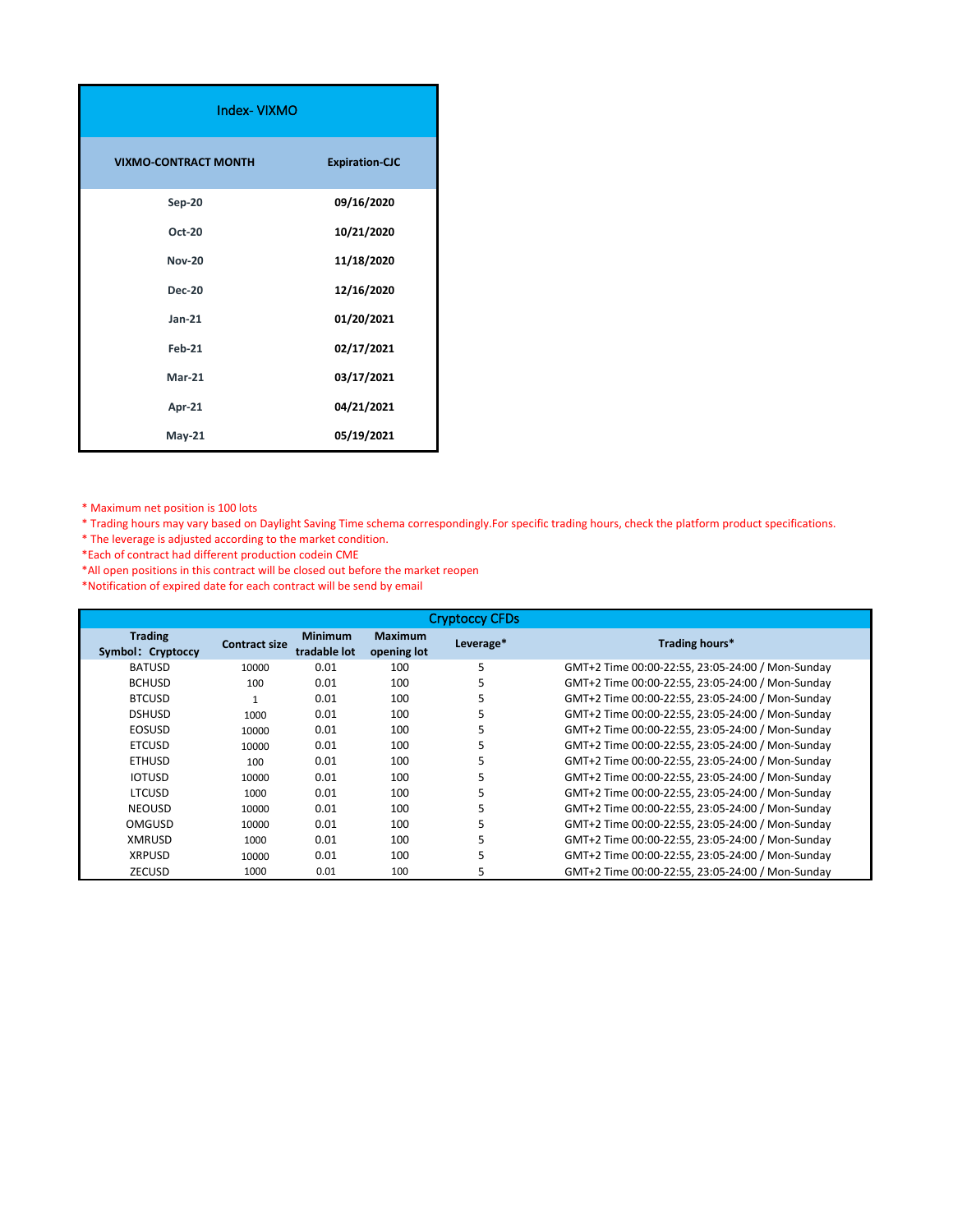| Index- VIXMO | |
|---|---|
| **VIXMO-CONTRACT MONTH** | **Expiration-CJC** |
| **Sep-20** | **09/16/2020** |
| **Oct-20** | **10/21/2020** |
| **Nov-20** | **11/18/2020** |
| **Dec-20** | **12/16/2020** |
| **Jan-21** | **01/20/2021** |
| **Feb-21** | **02/17/2021** |
| **Mar-21** | **03/17/2021** |
| **Apr-21** | **04/21/2021** |
| **May-21** | **05/19/2021** |

* Maximum net position is 100 lots
* Trading hours may vary based on Daylight Saving Time schema correspondingly.For specific trading hours, check the platform product specifications.
* The leverage is adjusted according to the market condition.
*Each of contract had different production codein CME
*All open positions in this contract will be closed out before the market reopen
*Notification of expired date for each contract will be send by email

| Cryptoccy CFDs | | | | | |
|---|---|---|---|---|---|
| **Trading Symbol：Cryptoccy** | **Contract size** | **Minimum tradable lot** | **Maximum opening lot** | **Leverage*** | **Trading hours*** |
| BATUSD | 10000 | 0.01 | 100 | 5 | GMT+2 Time 00:00-22:55, 23:05-24:00 / Mon-Sunday |
| BCHUSD | 100 | 0.01 | 100 | 5 | GMT+2 Time 00:00-22:55, 23:05-24:00 / Mon-Sunday |
| BTCUSD | 1 | 0.01 | 100 | 5 | GMT+2 Time 00:00-22:55, 23:05-24:00 / Mon-Sunday |
| DSHUSD | 1000 | 0.01 | 100 | 5 | GMT+2 Time 00:00-22:55, 23:05-24:00 / Mon-Sunday |
| EOSUSD | 10000 | 0.01 | 100 | 5 | GMT+2 Time 00:00-22:55, 23:05-24:00 / Mon-Sunday |
| ETCUSD | 10000 | 0.01 | 100 | 5 | GMT+2 Time 00:00-22:55, 23:05-24:00 / Mon-Sunday |
| ETHUSD | 100 | 0.01 | 100 | 5 | GMT+2 Time 00:00-22:55, 23:05-24:00 / Mon-Sunday |
| IOTUSD | 10000 | 0.01 | 100 | 5 | GMT+2 Time 00:00-22:55, 23:05-24:00 / Mon-Sunday |
| LTCUSD | 1000 | 0.01 | 100 | 5 | GMT+2 Time 00:00-22:55, 23:05-24:00 / Mon-Sunday |
| NEOUSD | 10000 | 0.01 | 100 | 5 | GMT+2 Time 00:00-22:55, 23:05-24:00 / Mon-Sunday |
| OMGUSD | 10000 | 0.01 | 100 | 5 | GMT+2 Time 00:00-22:55, 23:05-24:00 / Mon-Sunday |
| XMRUSD | 1000 | 0.01 | 100 | 5 | GMT+2 Time 00:00-22:55, 23:05-24:00 / Mon-Sunday |
| XRPUSD | 10000 | 0.01 | 100 | 5 | GMT+2 Time 00:00-22:55, 23:05-24:00 / Mon-Sunday |
| ZECUSD | 1000 | 0.01 | 100 | 5 | GMT+2 Time 00:00-22:55, 23:05-24:00 / Mon-Sunday |